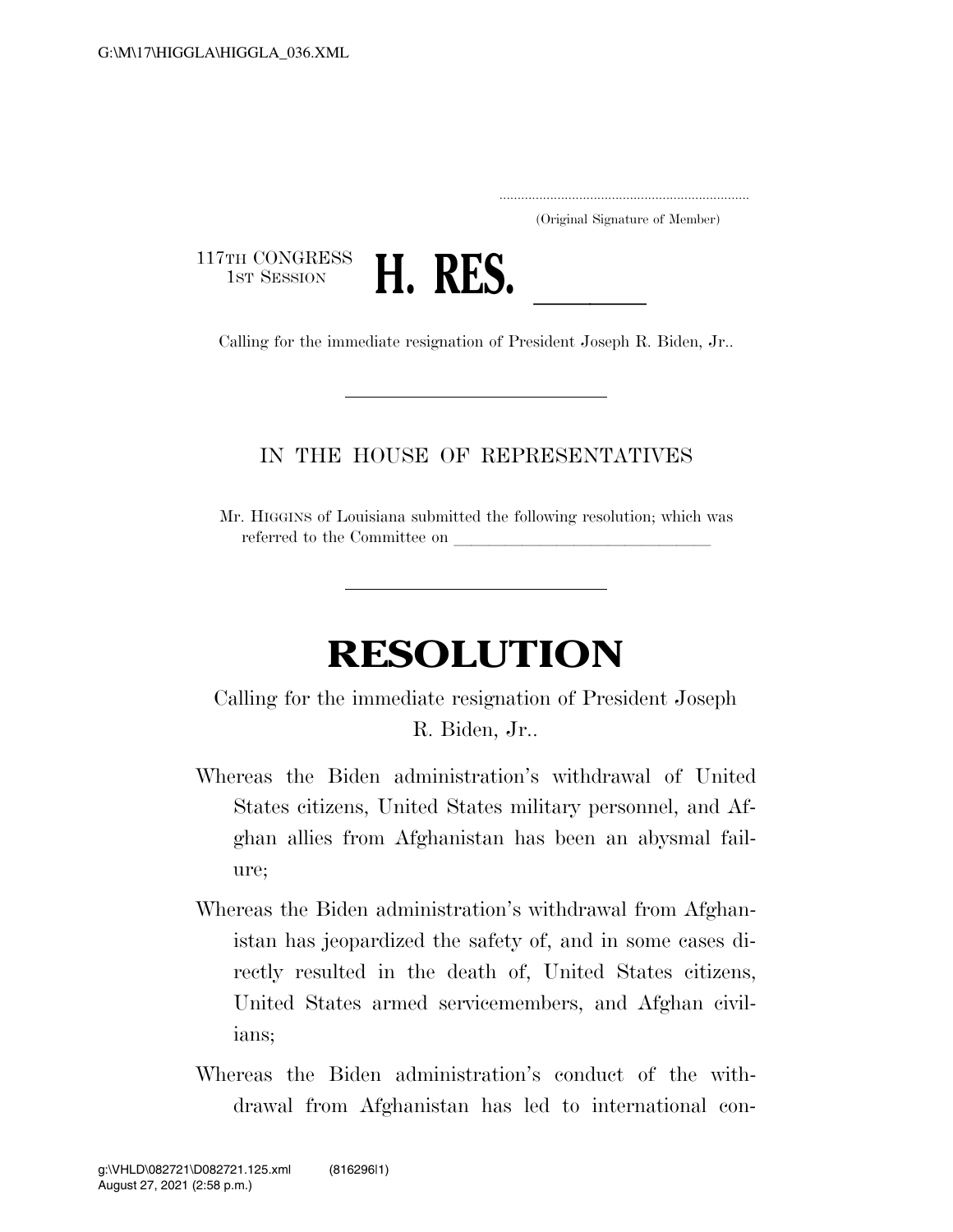G:\M\17\HIGGLA\HIGGLA_036.XML

........................................................................
(Original Signature of Member)

117TH CONGRESS
1ST SESSION

# H. RES. \_\_\_\_\_\_

Calling for the immediate resignation of President Joseph R. Biden, Jr..

---

IN THE HOUSE OF REPRESENTATIVES

Mr. HIGGINS of Louisiana submitted the following resolution; which was referred to the Committee on \_\_\_\_\_\_\_\_\_\_\_\_\_\_\_\_\_\_\_\_\_\_\_\_\_\_\_\_\_\_

---

# RESOLUTION

Calling for the immediate resignation of President Joseph R. Biden, Jr..

Whereas the Biden administration's withdrawal of United States citizens, United States military personnel, and Afghan allies from Afghanistan has been an abysmal failure;

Whereas the Biden administration's withdrawal from Afghanistan has jeopardized the safety of, and in some cases directly resulted in the death of, United States citizens, United States armed servicemembers, and Afghan civilians;

Whereas the Biden administration's conduct of the withdrawal from Afghanistan has led to international con-

g:\VHLD\082721\D082721.125.xml (816296|1)
August 27, 2021 (2:58 p.m.)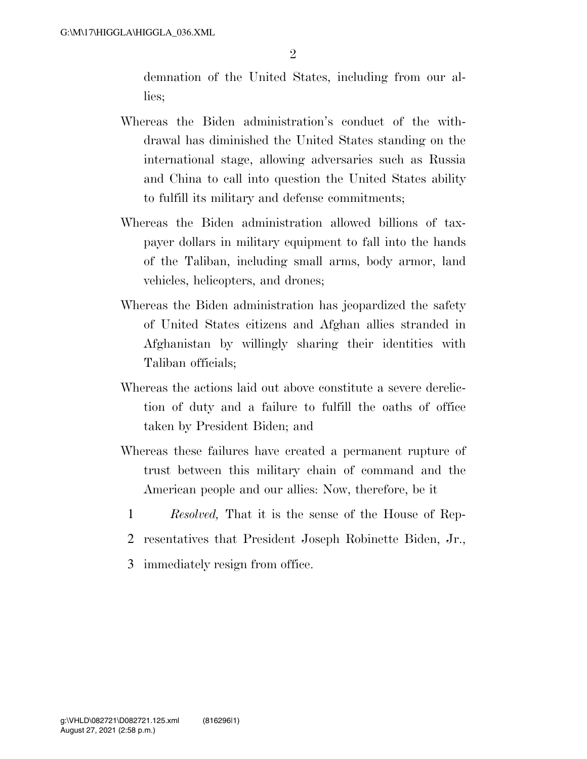demnation of the United States, including from our allies;

Whereas the Biden administration's conduct of the withdrawal has diminished the United States standing on the international stage, allowing adversaries such as Russia and China to call into question the United States ability to fulfill its military and defense commitments;

Whereas the Biden administration allowed billions of taxpayer dollars in military equipment to fall into the hands of the Taliban, including small arms, body armor, land vehicles, helicopters, and drones;

Whereas the Biden administration has jeopardized the safety of United States citizens and Afghan allies stranded in Afghanistan by willingly sharing their identities with Taliban officials;

Whereas the actions laid out above constitute a severe dereliction of duty and a failure to fulfill the oaths of office taken by President Biden; and

Whereas these failures have created a permanent rupture of trust between this military chain of command and the American people and our allies: Now, therefore, be it

1 *Resolved,* That it is the sense of the House of Rep-
2 resentatives that President Joseph Robinette Biden, Jr.,
3 immediately resign from office.